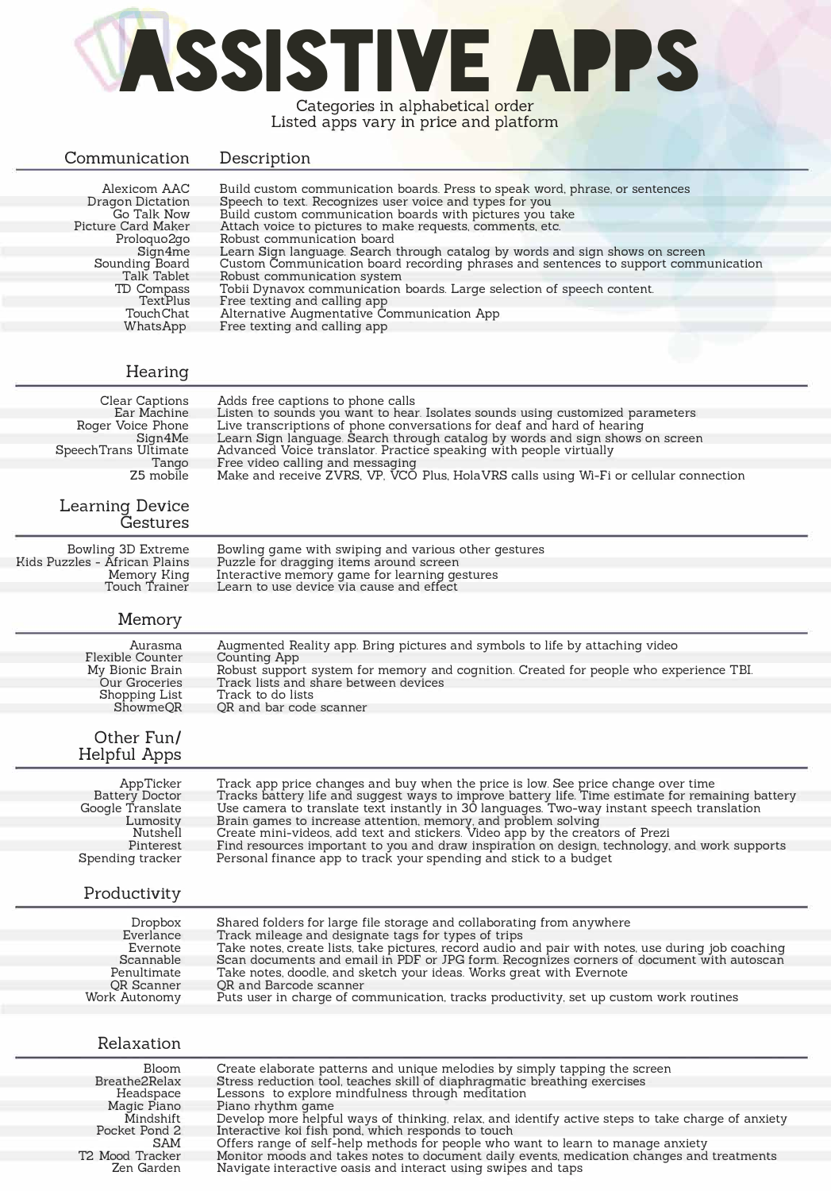# ASSISTIVE APPS

Categories in alphabetical order
Listed apps vary in price and platform

| Communication | Description |
|---|---|
| Alexicom AAC | Build custom communication boards. Press to speak word, phrase, or sentences |
| Dragon Dictation | Speech to text. Recognizes user voice and types for you |
| Go Talk Now | Build custom communication boards with pictures you take |
| Picture Card Maker | Attach voice to pictures to make requests, comments, etc. |
| Proloquo2go | Robust communication board |
| Sign4me | Learn Sign language. Search through catalog by words and sign shows on screen |
| Sounding Board | Custom Communication board recording phrases and sentences to support communication |
| Talk Tablet | Robust communication system |
| TD Compass | Tobii Dynavox communication boards. Large selection of speech content. |
| TextPlus | Free texting and calling app |
| TouchChat | Alternative Augmentative Communication App |
| WhatsApp | Free texting and calling app |

| Hearing | |
|---|---|
| Clear Captions | Adds free captions to phone calls |
| Ear Machine | Listen to sounds you want to hear. Isolates sounds using customized parameters |
| Roger Voice Phone | Live transcriptions of phone conversations for deaf and hard of hearing |
| Sign4Me | Learn Sign language. Search through catalog by words and sign shows on screen |
| SpeechTrans Ultimate | Advanced Voice translator. Practice speaking with people virtually |
| Tango | Free video calling and messaging |
| Z5 mobile | Make and receive ZVRS, VP, VCO Plus, HolaVRS calls using Wi-Fi or cellular connection |

| Learning Device Gestures | |
|---|---|
| Bowling 3D Extreme | Bowling game with swiping and various other gestures |
| Kids Puzzles - African Plains | Puzzle for dragging items around screen |
| Memory King | Interactive memory game for learning gestures |
| Touch Trainer | Learn to use device via cause and effect |

| Memory | |
|---|---|
| Aurasma | Augmented Reality app. Bring pictures and symbols to life by attaching video |
| Flexible Counter | Counting App |
| My Bionic Brain | Robust support system for memory and cognition. Created for people who experience TBI. |
| Our Groceries | Track lists and share between devices |
| Shopping List | Track to do lists |
| ShowmeQR | QR and bar code scanner |

| Other Fun/ Helpful Apps | |
|---|---|
| AppTicker | Track app price changes and buy when the price is low. See price change over time |
| Battery Doctor | Tracks battery life and suggest ways to improve battery life. Time estimate for remaining battery |
| Google Translate | Use camera to translate text instantly in 30 languages. Two-way instant speech translation |
| Lumosity | Brain games to increase attention, memory, and problem solving |
| Nutshell | Create mini-videos, add text and stickers. Video app by the creators of Prezi |
| Pinterest | Find resources important to you and draw inspiration on design, technology, and work supports |
| Spending tracker | Personal finance app to track your spending and stick to a budget |

| Productivity | |
|---|---|
| Dropbox | Shared folders for large file storage and collaborating from anywhere |
| Everlance | Track mileage and designate tags for types of trips |
| Evernote | Take notes, create lists, take pictures, record audio and pair with notes, use during job coaching |
| Scannable | Scan documents and email in PDF or JPG form. Recognizes corners of document with autoscan |
| Penultimate | Take notes, doodle, and sketch your ideas. Works great with Evernote |
| QR Scanner | QR and Barcode scanner |
| Work Autonomy | Puts user in charge of communication, tracks productivity, set up custom work routines |

| Relaxation | |
|---|---|
| Bloom | Create elaborate patterns and unique melodies by simply tapping the screen |
| Breathe2Relax | Stress reduction tool, teaches skill of diaphragmatic breathing exercises |
| Headspace | Lessons to explore mindfulness through meditation |
| Magic Piano | Piano rhythm game |
| Mindshift | Develop more helpful ways of thinking, relax, and identify active steps to take charge of anxiety |
| Pocket Pond 2 | Interactive koi fish pond, which responds to touch |
| SAM | Offers range of self-help methods for people who want to learn to manage anxiety |
| T2 Mood Tracker | Monitor moods and takes notes to document daily events, medication changes and treatments |
| Zen Garden | Navigate interactive oasis and interact using swipes and taps |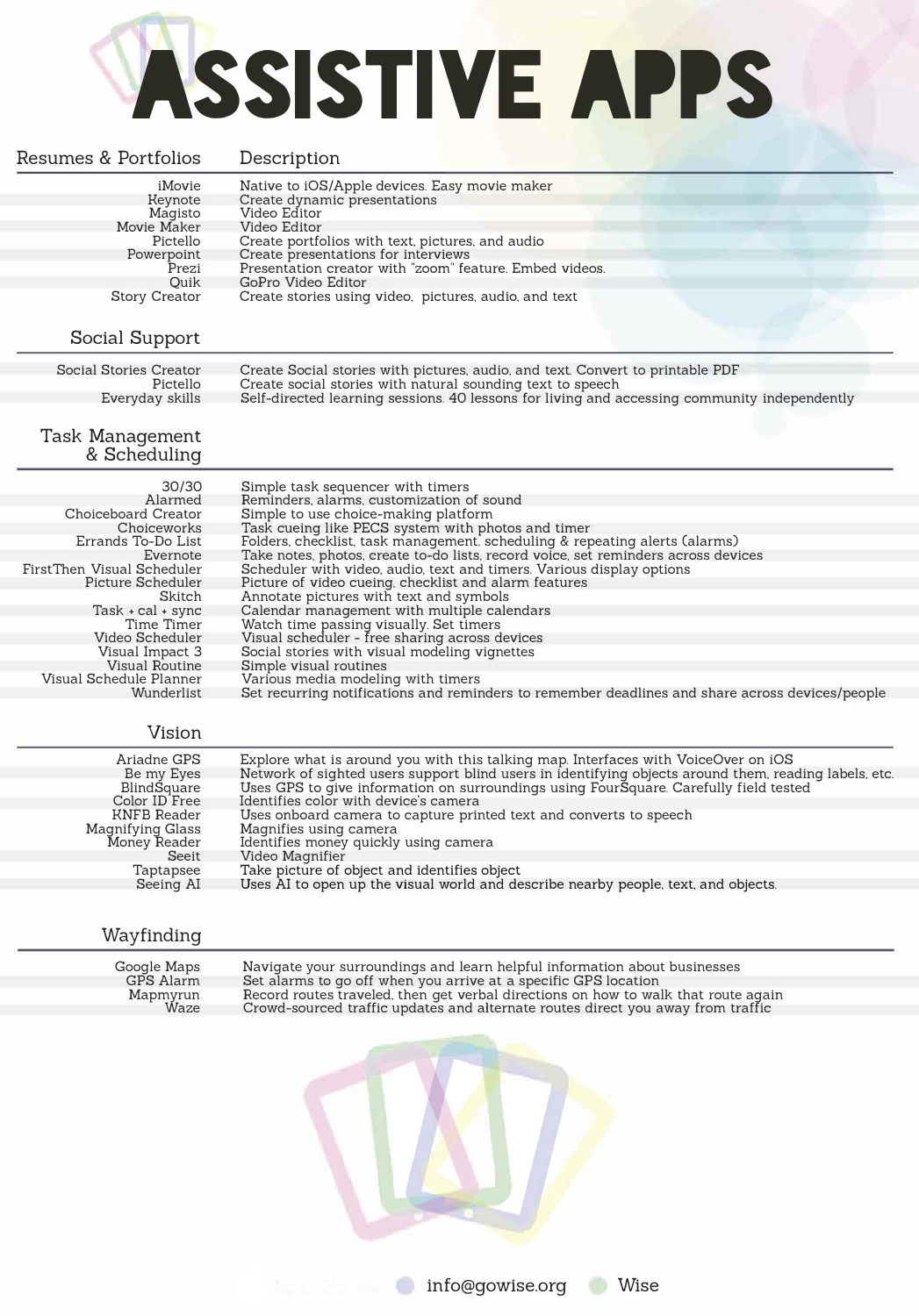# ASSISTIVE APPS

| Resumes & Portfolios | Description |
|---|---|
| iMovie | Native to iOS/Apple devices. Easy movie maker |
| Keynote | Create dynamic presentations |
| Magisto | Video Editor |
| Movie Maker | Video Editor |
| Pictello | Create portfolios with text, pictures, and audio |
| Powerpoint | Create presentations for interviews |
| Prezi | Presentation creator with "zoom" feature. Embed videos. |
| Quik | GoPro Video Editor |
| Story Creator | Create stories using video, pictures, audio, and text |

| Social Support | |
|---|---|
| Social Stories Creator | Create Social stories with pictures, audio, and text. Convert to printable PDF |
| Pictello | Create social stories with natural sounding text to speech |
| Everyday skills | Self-directed learning sessions. 40 lessons for living and accessing community independently |

| Task Management & Scheduling | |
|---|---|
| 30/30 | Simple task sequencer with timers |
| Alarmed | Reminders, alarms, customization of sound |
| Choiceboard Creator | Simple to use choice-making platform |
| Choiceworks | Task cueing like PECS system with photos and timer |
| Errands To-Do List | Folders, checklist, task management, scheduling & repeating alerts (alarms) |
| Evernote | Take notes, photos, create to-do lists, record voice, set reminders across devices |
| FirstThen Visual Scheduler | Scheduler with video, audio, text and timers. Various display options |
| Picture Scheduler | Picture of video cueing, checklist and alarm features |
| Skitch | Annotate pictures with text and symbols |
| Task + cal + sync | Calendar management with multiple calendars |
| Time Timer | Watch time passing visually. Set timers |
| Video Scheduler | Visual scheduler - free sharing across devices |
| Visual Impact 3 | Social stories with visual modeling vignettes |
| Visual Routine | Simple visual routines |
| Visual Schedule Planner | Various media modeling with timers |
| Wunderlist | Set recurring notifications and reminders to remember deadlines and share across devices/people |

| Vision | |
|---|---|
| Ariadne GPS | Explore what is around you with this talking map. Interfaces with VoiceOver on iOS |
| Be my Eyes | Network of sighted users support blind users in identifying objects around them, reading labels, etc. |
| BlindSquare | Uses GPS to give information on surroundings using FourSquare. Carefully field tested |
| Color ID Free | Identifies color with device's camera |
| KNFB Reader | Uses onboard camera to capture printed text and converts to speech |
| Magnifying Glass | Magnifies using camera |
| Money Reader | Identifies money quickly using camera |
| Seeit | Video Magnifier |
| Taptapsee | Take picture of object and identifies object |
| Seeing AI | Uses AI to open up the visual world and describe nearby people, text, and objects. |

| Wayfinding | |
|---|---|
| Google Maps | Navigate your surroundings and learn helpful information about businesses |
| GPS Alarm | Set alarms to go off when you arrive at a specific GPS location |
| Mapmyrun | Record routes traveled, then get verbal directions on how to walk that route again |
| Waze | Crowd-sourced traffic updates and alternate routes direct you away from traffic |

info@gowise.org Wise